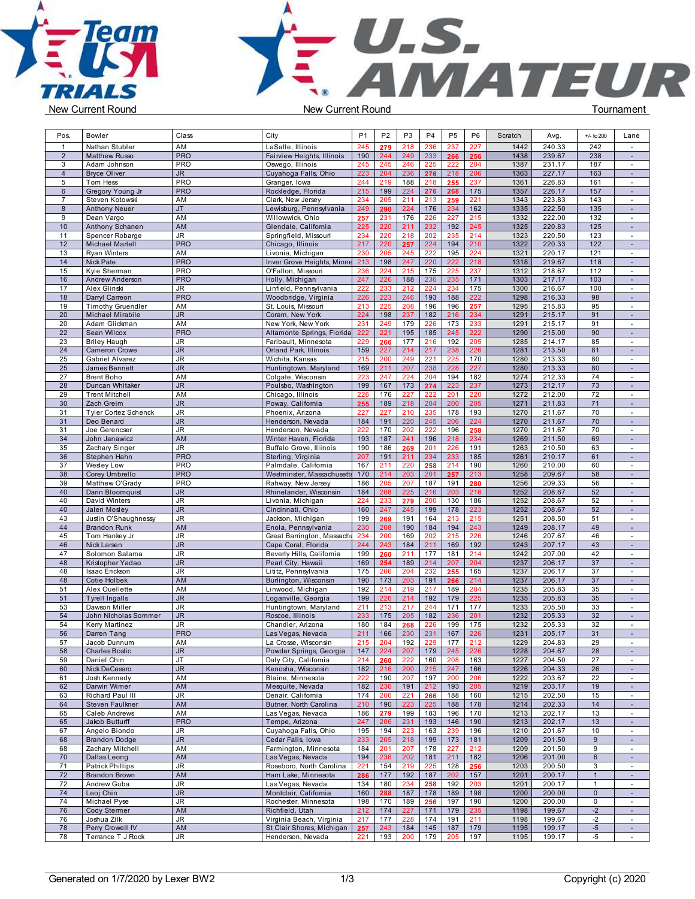# Team USA Trials / U.S. Amateur

New Current Round | New Current Round | Tournament

| Pos. | Bowler | Class | City | P1 | P2 | P3 | P4 | P5 | P6 | Scratch | Avg. | +/- to 200 | Lane |
|---|---|---|---|---|---|---|---|---|---|---|---|---|---|
| 1 | Nathan Stubler | AM | LaSalle, Illinois | 245 | 279 | 218 | 236 | 237 | 227 | 1442 | 240.33 | 242 | - |
| 2 | Matthew Russo | PRO | Fairview Heights, Illinois | 190 | 244 | 249 | 233 | 266 | 256 | 1438 | 239.67 | 238 | - |
| 3 | Adam Johnson | PRO | Oswego, Illinois | 245 | 245 | 246 | 225 | 222 | 204 | 1387 | 231.17 | 187 | - |
| 4 | Bryce Oliver | JR | Cuyahoga Falls, Ohio | 223 | 204 | 236 | 276 | 218 | 206 | 1363 | 227.17 | 163 | - |
| 5 | Tom Hess | PRO | Granger, Iowa | 244 | 219 | 188 | 218 | 255 | 237 | 1361 | 226.83 | 161 | - |
| 6 | Gregory Young Jr | PRO | Rockledge, Florida | 215 | 199 | 224 | 276 | 268 | 175 | 1357 | 226.17 | 157 | - |
| 7 | Steven Kotowski | AM | Clark, New Jersey | 234 | 205 | 211 | 213 | 259 | 221 | 1343 | 223.83 | 143 | - |
| 8 | Anthony Neuer | JT | Lewisburg, Pennsylvania | 249 | 290 | 224 | 176 | 234 | 162 | 1335 | 222.50 | 135 | - |
| 9 | Dean Vargo | AM | Willowwick, Ohio | 257 | 231 | 176 | 226 | 227 | 215 | 1332 | 222.00 | 132 | - |
| 10 | Anthony Schanen | AM | Glendale, California | 225 | 220 | 211 | 232 | 192 | 245 | 1325 | 220.83 | 125 | - |
| 11 | Spencer Robarge | JR | Springfield, Missouri | 234 | 220 | 218 | 202 | 235 | 214 | 1323 | 220.50 | 123 | - |
| 12 | Michael Martell | PRO | Chicago, Illinois | 217 | 220 | 257 | 224 | 194 | 210 | 1322 | 220.33 | 122 | - |
| 13 | Ryan Winters | AM | Livonia, Michigan | 230 | 205 | 245 | 222 | 195 | 224 | 1321 | 220.17 | 121 | - |
| 14 | Nick Pate | PRO | Inver Grove Heights, Minne | 213 | 198 | 247 | 220 | 222 | 218 | 1318 | 219.67 | 118 | - |
| 15 | Kyle Sherman | PRO | O'Fallon, Missouri | 236 | 224 | 215 | 175 | 225 | 237 | 1312 | 218.67 | 112 | - |
| 16 | Andrew Anderson | PRO | Holly, Michigan | 247 | 226 | 188 | 236 | 235 | 171 | 1303 | 217.17 | 103 | - |
| 17 | Alex Glinski | JR | Linfield, Pennsylvania | 222 | 233 | 212 | 224 | 234 | 175 | 1300 | 216.67 | 100 | - |
| 18 | Darryl Carreon | PRO | Woodbridge, Virginia | 226 | 223 | 246 | 193 | 188 | 222 | 1298 | 216.33 | 98 | - |
| 19 | Timothy Gruendler | AM | St. Louis, Missouri | 213 | 225 | 208 | 196 | 196 | 257 | 1295 | 215.83 | 95 | - |
| 20 | Michael Mirabile | JR | Coram, New York | 224 | 198 | 237 | 182 | 216 | 234 | 1291 | 215.17 | 91 | - |
| 20 | Adam Glickman | AM | New York, New York | 231 | 249 | 179 | 226 | 173 | 233 | 1291 | 215.17 | 91 | - |
| 22 | Sean Wilcox | PRO | Altamonte Springs, Florida | 222 | 221 | 195 | 185 | 245 | 222 | 1290 | 215.00 | 90 | - |
| 23 | Briley Haugh | JR | Faribault, Minnesota | 229 | 266 | 177 | 216 | 192 | 205 | 1285 | 214.17 | 85 | - |
| 24 | Cameron Crowe | JR | Orland Park, Illinois | 159 | 227 | 214 | 217 | 238 | 226 | 1281 | 213.50 | 81 | - |
| 25 | Gabriel Alvarez | JR | Wichita, Kansas | 215 | 200 | 249 | 221 | 225 | 170 | 1280 | 213.33 | 80 | - |
| 25 | James Bennett | JR | Huntingtown, Maryland | 169 | 211 | 207 | 238 | 228 | 227 | 1280 | 213.33 | 80 | - |
| 27 | Brent Boho | AM | Colgate, Wisconsin | 223 | 247 | 224 | 204 | 194 | 182 | 1274 | 212.33 | 74 | - |
| 28 | Duncan Whitaker | JR | Poulsbo, Washington | 199 | 167 | 173 | 274 | 223 | 237 | 1273 | 212.17 | 73 | - |
| 29 | Trent Mitchell | AM | Chicago, Illinois | 226 | 176 | 227 | 222 | 201 | 220 | 1272 | 212.00 | 72 | - |
| 30 | Zach Greim | JR | Poway, California | 255 | 189 | 218 | 204 | 200 | 205 | 1271 | 211.83 | 71 | - |
| 31 | Tyler Cortez Schenck | JR | Phoenix, Arizona | 227 | 227 | 210 | 235 | 178 | 193 | 1270 | 211.67 | 70 | - |
| 31 | Deo Benard | JR | Henderson, Nevada | 184 | 191 | 220 | 245 | 206 | 224 | 1270 | 211.67 | 70 | - |
| 31 | Joe Gerencser | JR | Henderson, Nevada | 222 | 170 | 202 | 222 | 196 | 258 | 1270 | 211.67 | 70 | - |
| 34 | John Janawicz | AM | Winter Haven, Florida | 193 | 187 | 241 | 196 | 218 | 234 | 1269 | 211.50 | 69 | - |
| 35 | Zachary Singer | JR | Buffalo Grove, Illinois | 190 | 186 | 269 | 201 | 226 | 191 | 1263 | 210.50 | 63 | - |
| 36 | Stephen Hahn | PRO | Sterling, Virginia | 207 | 191 | 211 | 234 | 233 | 185 | 1261 | 210.17 | 61 | - |
| 37 | Wesley Low | PRO | Palmdale, California | 167 | 211 | 220 | 258 | 214 | 190 | 1260 | 210.00 | 60 | - |
| 38 | Corey Umbrello | PRO | Westminster, Massachusetts | 170 | 214 | 203 | 201 | 257 | 213 | 1258 | 209.67 | 58 | - |
| 39 | Matthew O'Grady | PRO | Rahway, New Jersey | 186 | 205 | 207 | 187 | 191 | 280 | 1256 | 209.33 | 56 | - |
| 40 | Darin Bloomquist | JR | Rhinelander, Wisconsin | 184 | 208 | 225 | 216 | 203 | 216 | 1252 | 208.67 | 52 | - |
| 40 | David Winters | JR | Livonia, Michigan | 224 | 233 | 279 | 200 | 130 | 186 | 1252 | 208.67 | 52 | - |
| 40 | Jalen Mosley | JR | Cincinnati, Ohio | 160 | 247 | 245 | 199 | 178 | 223 | 1252 | 208.67 | 52 | - |
| 43 | Justin O'Shaughnessy | JR | Jackson, Michigan | 199 | 269 | 191 | 164 | 213 | 215 | 1251 | 208.50 | 51 | - |
| 44 | Brandon Runk | AM | Enola, Pennsylvania | 230 | 208 | 190 | 184 | 194 | 243 | 1249 | 208.17 | 49 | - |
| 45 | Tom Hankey Jr | JR | Great Barrington, Massachu | 234 | 200 | 169 | 202 | 215 | 226 | 1246 | 207.67 | 46 | - |
| 46 | Nick Larsen | JR | Cape Coral, Florida | 244 | 243 | 184 | 211 | 169 | 192 | 1243 | 207.17 | 43 | - |
| 47 | Solomon Salama | JR | Beverly Hills, California | 199 | 260 | 211 | 177 | 181 | 214 | 1242 | 207.00 | 42 | - |
| 48 | Kristopher Yadao | JR | Pearl City, Hawaii | 169 | 254 | 189 | 214 | 207 | 204 | 1237 | 206.17 | 37 | - |
| 48 | Isaac Erickson | JR | Lititz, Pennsylvania | 175 | 206 | 204 | 232 | 255 | 165 | 1237 | 206.17 | 37 | - |
| 48 | Cotie Holbek | AM | Burlington, Wisconsin | 190 | 173 | 203 | 191 | 266 | 214 | 1237 | 206.17 | 37 | - |
| 51 | Alex Ouellette | AM | Linwood, Michigan | 192 | 214 | 219 | 217 | 189 | 204 | 1235 | 205.83 | 35 | - |
| 51 | Tyrell Ingalls | JR | Loganville, Georgia | 199 | 226 | 214 | 192 | 179 | 225 | 1235 | 205.83 | 35 | - |
| 53 | Dawson Miller | JR | Huntingtown, Maryland | 211 | 213 | 217 | 244 | 171 | 177 | 1233 | 205.50 | 33 | - |
| 54 | John Nicholas Sommer | JR | Roscoe, Illinois | 233 | 175 | 205 | 182 | 236 | 201 | 1232 | 205.33 | 32 | - |
| 54 | Kerry Martinez | JR | Chandler, Arizona | 180 | 184 | 268 | 226 | 199 | 175 | 1232 | 205.33 | 32 | - |
| 56 | Darren Tang | PRO | Las Vegas, Nevada | 211 | 166 | 230 | 231 | 167 | 226 | 1231 | 205.17 | 31 | - |
| 57 | Jacob Dunnum | AM | La Crosse, Wisconsin | 215 | 204 | 192 | 229 | 177 | 212 | 1229 | 204.83 | 29 | - |
| 58 | Charles Bostic | JR | Powder Springs, Georgia | 147 | 224 | 207 | 179 | 245 | 226 | 1228 | 204.67 | 28 | - |
| 59 | Daniel Chin | JT | Daly City, California | 214 | 260 | 222 | 160 | 208 | 163 | 1227 | 204.50 | 27 | - |
| 60 | Nick DeCesaro | JR | Kenosha, Wisconsin | 182 | 216 | 200 | 215 | 247 | 166 | 1226 | 204.33 | 26 | - |
| 61 | Josh Kennedy | AM | Blaine, Minnesota | 222 | 190 | 207 | 197 | 200 | 206 | 1222 | 203.67 | 22 | - |
| 62 | Darwin Wimer | AM | Mesquite, Nevada | 182 | 236 | 191 | 212 | 193 | 205 | 1219 | 203.17 | 19 | - |
| 63 | Richard Paul III | JR | Denair, California | 174 | 206 | 221 | 266 | 188 | 160 | 1215 | 202.50 | 15 | - |
| 64 | Steven Faulkner | AM | Butner, North Carolina | 210 | 190 | 223 | 225 | 188 | 178 | 1214 | 202.33 | 14 | - |
| 65 | Caleb Andrews | AM | Las Vegas, Nevada | 186 | 279 | 199 | 183 | 196 | 170 | 1213 | 202.17 | 13 | - |
| 65 | Jakob Butturff | PRO | Tempe, Arizona | 247 | 206 | 231 | 193 | 146 | 190 | 1213 | 202.17 | 13 | - |
| 67 | Angelo Biondo | JR | Cuyahoga Falls, Ohio | 195 | 194 | 223 | 163 | 239 | 196 | 1210 | 201.67 | 10 | - |
| 68 | Brandon Dodge | JR | Cedar Falls, Iowa | 233 | 205 | 218 | 199 | 173 | 181 | 1209 | 201.50 | 9 | - |
| 68 | Zachary Mitchell | AM | Farmington, Minnesota | 184 | 201 | 207 | 178 | 227 | 212 | 1209 | 201.50 | 9 | - |
| 70 | Dallas Leong | AM | Las Vegas, Nevada | 194 | 236 | 202 | 181 | 211 | 182 | 1206 | 201.00 | 6 | - |
| 71 | Patrick Phillips | JR | Roseboro, North Carolina | 221 | 154 | 219 | 225 | 128 | 256 | 1203 | 200.50 | 3 | - |
| 72 | Brandon Brown | AM | Ham Lake, Minnesota | 286 | 177 | 192 | 187 | 202 | 157 | 1201 | 200.17 | 1 | - |
| 72 | Andrew Guba | JR | Las Vegas, Nevada | 134 | 180 | 234 | 258 | 192 | 203 | 1201 | 200.17 | 1 | - |
| 74 | Leoj Chin | JR | Montclair, California | 160 | 288 | 187 | 178 | 189 | 198 | 1200 | 200.00 | 0 | - |
| 74 | Michael Pyse | JR | Rochester, Minnesota | 198 | 170 | 189 | 256 | 197 | 190 | 1200 | 200.00 | 0 | - |
| 76 | Cody Stermer | AM | Richfield, Utah | 212 | 174 | 227 | 171 | 179 | 235 | 1198 | 199.67 | -2 | - |
| 76 | Joshua Zilk | JR | Virginia Beach, Virginia | 217 | 177 | 228 | 174 | 191 | 211 | 1198 | 199.67 | -2 | - |
| 78 | Perry Crowell IV | AM | St Clair Shores, Michigan | 257 | 243 | 184 | 145 | 187 | 179 | 1195 | 199.17 | -5 | - |
| 78 | Terrance T J Rock | JR | Henderson, Nevada | 221 | 193 | 200 | 179 | 205 | 197 | 1195 | 199.17 | -5 | - |

Generated on 1/7/2020 by Lexer BW2 | Copyright (c) 2020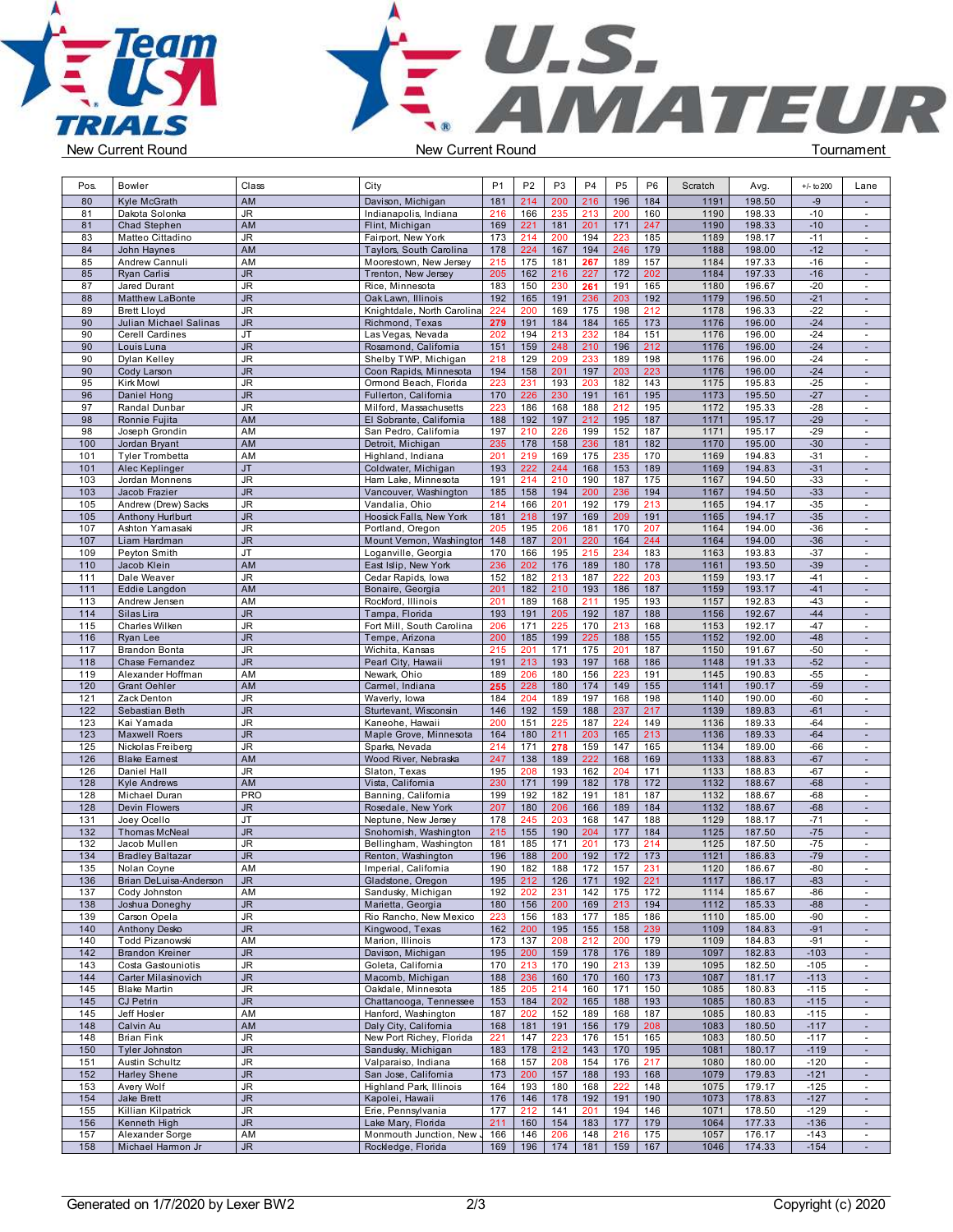New Current Round | New Current Round | Tournament

| Pos. | Bowler | Class | City | P1 | P2 | P3 | P4 | P5 | P6 | Scratch | Avg. | +/- to 200 | Lane |
|---|---|---|---|---|---|---|---|---|---|---|---|---|---|
| 80 | Kyle McGrath | AM | Davison, Michigan | 181 | 214 | 200 | 216 | 196 | 184 | 1191 | 198.50 | -9 | - |
| 81 | Dakota Solonka | JR | Indianapolis, Indiana | 216 | 166 | 235 | 213 | 200 | 160 | 1190 | 198.33 | -10 | - |
| 81 | Chad Stephen | AM | Flint, Michigan | 169 | 221 | 181 | 201 | 171 | 247 | 1190 | 198.33 | -10 | - |
| 83 | Matteo Cittadino | JR | Fairport, New York | 173 | 214 | 200 | 194 | 223 | 185 | 1189 | 198.17 | -11 | - |
| 84 | John Haynes | AM | Taylors, South Carolina | 178 | 224 | 167 | 194 | 246 | 179 | 1188 | 198.00 | -12 | - |
| 85 | Andrew Cannuli | AM | Moorestown, New Jersey | 215 | 175 | 181 | 267 | 189 | 157 | 1184 | 197.33 | -16 | - |
| 85 | Ryan Carlisi | JR | Trenton, New Jersey | 205 | 162 | 216 | 227 | 172 | 202 | 1184 | 197.33 | -16 | - |
| 87 | Jared Durant | JR | Rice, Minnesota | 183 | 150 | 230 | 261 | 191 | 165 | 1180 | 196.67 | -20 | - |
| 88 | Matthew LaBonte | JR | Oak Lawn, Illinois | 192 | 165 | 191 | 236 | 203 | 192 | 1179 | 196.50 | -21 | - |
| 89 | Brett Lloyd | JR | Knightdale, North Carolina | 224 | 200 | 169 | 175 | 198 | 212 | 1178 | 196.33 | -22 | - |
| 90 | Julian Michael Salinas | JR | Richmond, Texas | 279 | 191 | 184 | 184 | 165 | 173 | 1176 | 196.00 | -24 | - |
| 90 | Cerell Cardines | JT | Las Vegas, Nevada | 202 | 194 | 213 | 232 | 184 | 151 | 1176 | 196.00 | -24 | - |
| 90 | Louis Luna | JR | Rosamond, California | 151 | 159 | 248 | 210 | 196 | 212 | 1176 | 196.00 | -24 | - |
| 90 | Dylan Kelley | JR | Shelby TWP, Michigan | 218 | 129 | 209 | 233 | 189 | 198 | 1176 | 196.00 | -24 | - |
| 90 | Cody Larson | JR | Coon Rapids, Minnesota | 194 | 158 | 201 | 197 | 203 | 223 | 1176 | 196.00 | -24 | - |
| 95 | Kirk Mowl | JR | Ormond Beach, Florida | 223 | 231 | 193 | 203 | 182 | 143 | 1175 | 195.83 | -25 | - |
| 96 | Daniel Hong | JR | Fullerton, California | 170 | 226 | 230 | 191 | 161 | 195 | 1173 | 195.50 | -27 | - |
| 97 | Randal Dunbar | JR | Milford, Massachusetts | 223 | 186 | 168 | 188 | 212 | 195 | 1172 | 195.33 | -28 | - |
| 98 | Ronnie Fujita | AM | El Sobrante, California | 188 | 192 | 197 | 212 | 195 | 187 | 1171 | 195.17 | -29 | - |
| 98 | Joseph Grondin | AM | San Pedro, California | 197 | 210 | 226 | 199 | 152 | 187 | 1171 | 195.17 | -29 | - |
| 100 | Jordan Bryant | AM | Detroit, Michigan | 235 | 178 | 158 | 236 | 181 | 182 | 1170 | 195.00 | -30 | - |
| 101 | Tyler Trombetta | AM | Highland, Indiana | 201 | 219 | 169 | 175 | 235 | 170 | 1169 | 194.83 | -31 | - |
| 101 | Alec Keplinger | JT | Coldwater, Michigan | 193 | 222 | 244 | 168 | 153 | 189 | 1169 | 194.83 | -31 | - |
| 103 | Jordan Monnens | JR | Ham Lake, Minnesota | 191 | 214 | 210 | 190 | 187 | 175 | 1167 | 194.50 | -33 | - |
| 103 | Jacob Frazier | JR | Vancouver, Washington | 185 | 158 | 194 | 200 | 236 | 194 | 1167 | 194.50 | -33 | - |
| 105 | Andrew (Drew) Sacks | JR | Vandalia, Ohio | 214 | 166 | 201 | 192 | 179 | 213 | 1165 | 194.17 | -35 | - |
| 105 | Anthony Hurlburt | JR | Hoosick Falls, New York | 181 | 218 | 197 | 169 | 209 | 191 | 1165 | 194.17 | -35 | - |
| 107 | Ashton Yamasaki | JR | Portland, Oregon | 205 | 195 | 206 | 181 | 170 | 207 | 1164 | 194.00 | -36 | - |
| 107 | Liam Hardman | JR | Mount Vernon, Washington | 148 | 187 | 201 | 220 | 164 | 244 | 1164 | 194.00 | -36 | - |
| 109 | Peyton Smith | JT | Loganville, Georgia | 170 | 166 | 195 | 215 | 234 | 183 | 1163 | 193.83 | -37 | - |
| 110 | Jacob Klein | AM | East Islip, New York | 236 | 202 | 176 | 189 | 180 | 178 | 1161 | 193.50 | -39 | - |
| 111 | Dale Weaver | JR | Cedar Rapids, Iowa | 152 | 182 | 213 | 187 | 222 | 203 | 1159 | 193.17 | -41 | - |
| 111 | Eddie Langdon | AM | Bonaire, Georgia | 201 | 182 | 210 | 193 | 186 | 187 | 1159 | 193.17 | -41 | - |
| 113 | Andrew Jensen | AM | Rockford, Illinois | 201 | 189 | 168 | 211 | 195 | 193 | 1157 | 192.83 | -43 | - |
| 114 | Silas Lira | JR | Tampa, Florida | 193 | 191 | 205 | 192 | 187 | 188 | 1156 | 192.67 | -44 | - |
| 115 | Charles Wilken | JR | Fort Mill, South Carolina | 206 | 171 | 225 | 170 | 213 | 168 | 1153 | 192.17 | -47 | - |
| 116 | Ryan Lee | JR | Tempe, Arizona | 200 | 185 | 199 | 225 | 188 | 155 | 1152 | 192.00 | -48 | - |
| 117 | Brandon Bonta | JR | Wichita, Kansas | 215 | 201 | 171 | 175 | 201 | 187 | 1150 | 191.67 | -50 | - |
| 118 | Chase Fernandez | JR | Pearl City, Hawaii | 191 | 213 | 193 | 197 | 168 | 186 | 1148 | 191.33 | -52 | - |
| 119 | Alexander Hoffman | AM | Newark, Ohio | 189 | 206 | 180 | 156 | 223 | 191 | 1145 | 190.83 | -55 | - |
| 120 | Grant Oehler | AM | Carmel, Indiana | 255 | 228 | 180 | 174 | 149 | 155 | 1141 | 190.17 | -59 | - |
| 121 | Zack Denton | JR | Waverly, Iowa | 184 | 204 | 189 | 197 | 168 | 198 | 1140 | 190.00 | -60 | - |
| 122 | Sebastian Beth | JR | Sturtevant, Wisconsin | 146 | 192 | 159 | 188 | 237 | 217 | 1139 | 189.83 | -61 | - |
| 123 | Kai Yamada | JR | Kaneohe, Hawaii | 200 | 151 | 225 | 187 | 224 | 149 | 1136 | 189.33 | -64 | - |
| 123 | Maxwell Roers | JR | Maple Grove, Minnesota | 164 | 180 | 211 | 203 | 165 | 213 | 1136 | 189.33 | -64 | - |
| 125 | Nickolas Freiberg | JR | Sparks, Nevada | 214 | 171 | 278 | 159 | 147 | 165 | 1134 | 189.00 | -66 | - |
| 126 | Blake Earnest | AM | Wood River, Nebraska | 247 | 138 | 189 | 222 | 168 | 169 | 1133 | 188.83 | -67 | - |
| 126 | Daniel Hall | JR | Slaton, Texas | 195 | 208 | 193 | 162 | 204 | 171 | 1133 | 188.83 | -67 | - |
| 128 | Kyle Andrews | AM | Vista, California | 230 | 171 | 199 | 182 | 178 | 172 | 1132 | 188.67 | -68 | - |
| 128 | Michael Duran | PRO | Banning, California | 199 | 192 | 182 | 191 | 181 | 187 | 1132 | 188.67 | -68 | - |
| 128 | Devin Flowers | JR | Rosedale, New York | 207 | 180 | 206 | 166 | 189 | 184 | 1132 | 188.67 | -68 | - |
| 131 | Joey Ocello | JT | Neptune, New Jersey | 178 | 245 | 203 | 168 | 147 | 188 | 1129 | 188.17 | -71 | - |
| 132 | Thomas McNeal | JR | Snohomish, Washington | 215 | 155 | 190 | 204 | 177 | 184 | 1125 | 187.50 | -75 | - |
| 132 | Jacob Mullen | JR | Bellingham, Washington | 181 | 185 | 171 | 201 | 173 | 214 | 1125 | 187.50 | -75 | - |
| 134 | Bradley Baltazar | JR | Renton, Washington | 196 | 188 | 200 | 192 | 172 | 173 | 1121 | 186.83 | -79 | - |
| 135 | Nolan Coyne | AM | Imperial, California | 190 | 182 | 188 | 172 | 157 | 231 | 1120 | 186.67 | -80 | - |
| 136 | Brian DeLuisa-Anderson | JR | Gladstone, Oregon | 195 | 212 | 126 | 171 | 192 | 221 | 1117 | 186.17 | -83 | - |
| 137 | Cody Johnston | AM | Sandusky, Michigan | 192 | 202 | 231 | 142 | 175 | 172 | 1114 | 185.67 | -86 | - |
| 138 | Joshua Doneghy | JR | Marietta, Georgia | 180 | 156 | 200 | 169 | 213 | 194 | 1112 | 185.33 | -88 | - |
| 139 | Carson Opela | JR | Rio Rancho, New Mexico | 223 | 156 | 183 | 177 | 185 | 186 | 1110 | 185.00 | -90 | - |
| 140 | Anthony Desko | JR | Kingwood, Texas | 162 | 200 | 195 | 155 | 158 | 239 | 1109 | 184.83 | -91 | - |
| 140 | Todd Pizanowski | AM | Marion, Illinois | 173 | 137 | 208 | 212 | 200 | 179 | 1109 | 184.83 | -91 | - |
| 142 | Brandon Kreiner | JR | Davison, Michigan | 195 | 200 | 159 | 178 | 176 | 189 | 1097 | 182.83 | -103 | - |
| 143 | Costa Gastouniotis | JR | Goleta, California | 170 | 213 | 170 | 190 | 213 | 139 | 1095 | 182.50 | -105 | - |
| 144 | Carter Milasinovich | JR | Macomb, Michigan | 188 | 236 | 160 | 170 | 160 | 173 | 1087 | 181.17 | -113 | - |
| 145 | Blake Martin | JR | Oakdale, Minnesota | 185 | 205 | 214 | 160 | 171 | 150 | 1085 | 180.83 | -115 | - |
| 145 | CJ Petrin | JR | Chattanooga, Tennessee | 153 | 184 | 202 | 165 | 188 | 193 | 1085 | 180.83 | -115 | - |
| 145 | Jeff Hosler | AM | Hanford, Washington | 187 | 202 | 152 | 189 | 168 | 187 | 1085 | 180.83 | -115 | - |
| 148 | Calvin Au | AM | Daly City, California | 168 | 181 | 191 | 156 | 179 | 208 | 1083 | 180.50 | -117 | - |
| 148 | Brian Fink | JR | New Port Richey, Florida | 221 | 147 | 223 | 176 | 151 | 165 | 1083 | 180.50 | -117 | - |
| 150 | Tyler Johnston | JR | Sandusky, Michigan | 183 | 178 | 212 | 143 | 170 | 195 | 1081 | 180.17 | -119 | - |
| 151 | Austin Schultz | JR | Valparaiso, Indiana | 168 | 157 | 208 | 154 | 176 | 217 | 1080 | 180.00 | -120 | - |
| 152 | Harley Shene | JR | San Jose, California | 173 | 200 | 157 | 188 | 193 | 168 | 1079 | 179.83 | -121 | - |
| 153 | Avery Wolf | JR | Highland Park, Illinois | 164 | 193 | 180 | 168 | 222 | 148 | 1075 | 179.17 | -125 | - |
| 154 | Jake Brett | JR | Kapolei, Hawaii | 176 | 146 | 178 | 192 | 191 | 190 | 1073 | 178.83 | -127 | - |
| 155 | Killian Kilpatrick | JR | Erie, Pennsylvania | 177 | 212 | 141 | 201 | 194 | 146 | 1071 | 178.50 | -129 | - |
| 156 | Kenneth High | JR | Lake Mary, Florida | 211 | 160 | 154 | 183 | 177 | 179 | 1064 | 177.33 | -136 | - |
| 157 | Alexander Sorge | AM | Monmouth Junction, New J | 166 | 146 | 206 | 148 | 216 | 175 | 1057 | 176.17 | -143 | - |
| 158 | Michael Harmon Jr | JR | Rockledge, Florida | 169 | 196 | 174 | 181 | 159 | 167 | 1046 | 174.33 | -154 | - |

Generated on 1/7/2020 by Lexer BW2 — Copyright (c) 2020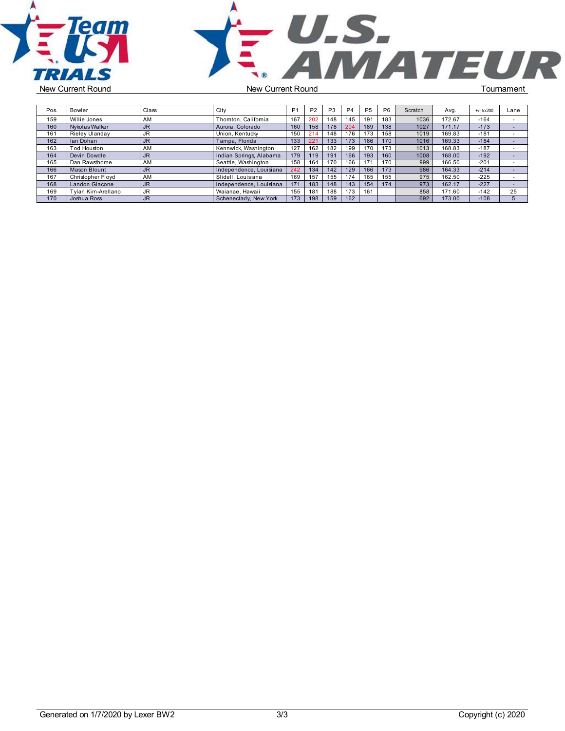New Current Round | New Current Round | Tournament

| Pos. | Bowler | Class | City | P1 | P2 | P3 | P4 | P5 | P6 | Scratch | Avg. | +/- to 200 | Lane |
|---|---|---|---|---|---|---|---|---|---|---|---|---|---|
| 159 | Willie Jones | AM | Thornton, California | 167 | 202 | 148 | 145 | 191 | 183 | 1036 | 172.67 | -164 | - |
| 160 | Nykolas Walker | JR | Aurora, Colorado | 160 | 158 | 178 | 204 | 189 | 138 | 1027 | 171.17 | -173 | - |
| 161 | Rieley Ulanday | JR | Union, Kentucky | 150 | 214 | 148 | 176 | 173 | 158 | 1019 | 169.83 | -181 | - |
| 162 | Ian Dohan | JR | Tampa, Florida | 133 | 221 | 133 | 173 | 186 | 170 | 1016 | 169.33 | -184 | - |
| 163 | Tod Houston | AM | Kennwick, Washington | 127 | 162 | 182 | 199 | 170 | 173 | 1013 | 168.83 | -187 | - |
| 164 | Devin Dowdle | JR | Indian Springs, Alabama | 179 | 119 | 191 | 166 | 193 | 160 | 1008 | 168.00 | -192 | - |
| 165 | Dan Rawsthorne | AM | Seattle, Washington | 158 | 164 | 170 | 166 | 171 | 170 | 999 | 166.50 | -201 | - |
| 166 | Mason Blount | JR | Independence, Louisiana | 242 | 134 | 142 | 129 | 166 | 173 | 986 | 164.33 | -214 | - |
| 167 | Christopher Floyd | AM | Slidell, Louisiana | 169 | 157 | 155 | 174 | 165 | 155 | 975 | 162.50 | -225 | - |
| 168 | Landon Giacone | JR | independence, Louisiana | 171 | 183 | 148 | 143 | 154 | 174 | 973 | 162.17 | -227 | - |
| 169 | Tylan Kim-Arellano | JR | Waianae, Hawaii | 155 | 181 | 188 | 173 | 161 | | 858 | 171.60 | -142 | 25 |
| 170 | Joshua Ross | JR | Schenectady, New York | 173 | 198 | 159 | 162 | | | 692 | 173.00 | -108 | 5 |

Generated on 1/7/2020 by Lexer BW2

Copyright (c) 2020